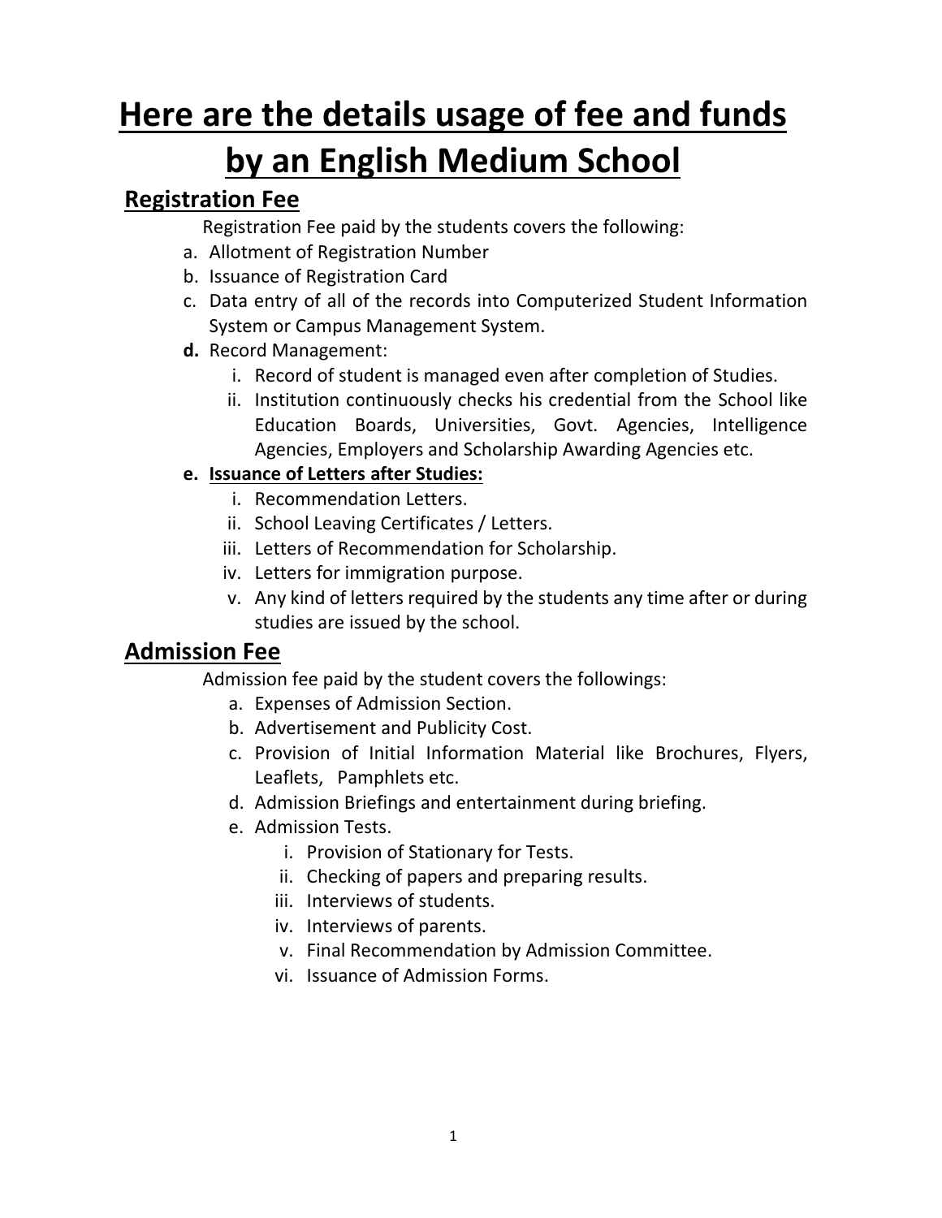# Here are the details usage of fee and funds by an English Medium School

## Registration Fee

Registration Fee paid by the students covers the following:

a. Allotment of Registration Number
b. Issuance of Registration Card
c. Data entry of all of the records into Computerized Student Information System or Campus Management System.
**d.** Record Management:
   i. Record of student is managed even after completion of Studies.
   ii. Institution continuously checks his credential from the School like Education Boards, Universities, Govt. Agencies, Intelligence Agencies, Employers and Scholarship Awarding Agencies etc.
**e. Issuance of Letters after Studies:**
   i. Recommendation Letters.
   ii. School Leaving Certificates / Letters.
   iii. Letters of Recommendation for Scholarship.
   iv. Letters for immigration purpose.
   v. Any kind of letters required by the students any time after or during studies are issued by the school.

## Admission Fee

Admission fee paid by the student covers the followings:

a. Expenses of Admission Section.
b. Advertisement and Publicity Cost.
c. Provision of Initial Information Material like Brochures, Flyers, Leaflets, Pamphlets etc.
d. Admission Briefings and entertainment during briefing.
e. Admission Tests.
   i. Provision of Stationary for Tests.
   ii. Checking of papers and preparing results.
   iii. Interviews of students.
   iv. Interviews of parents.
   v. Final Recommendation by Admission Committee.
   vi. Issuance of Admission Forms.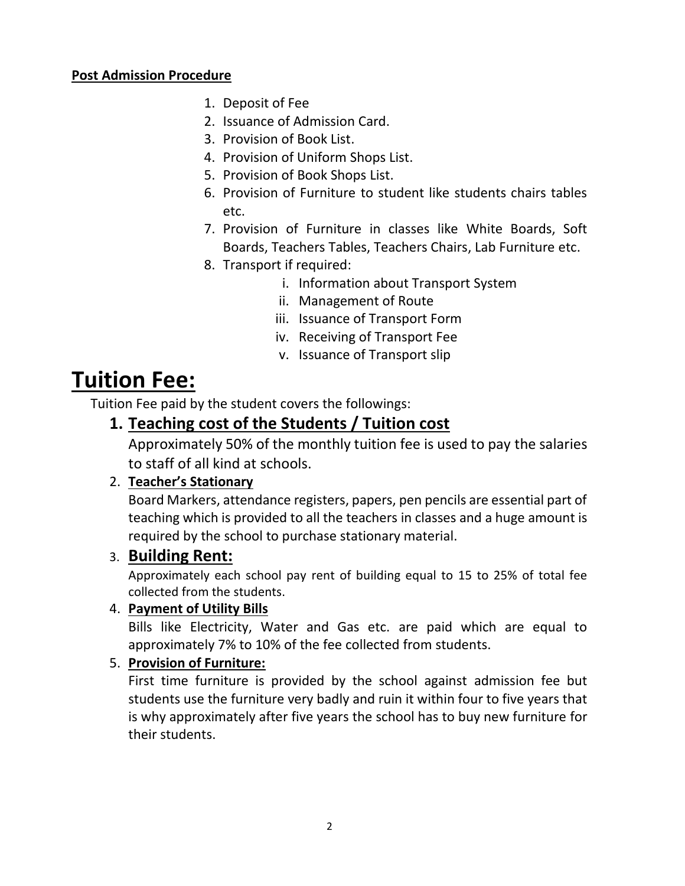**Post Admission Procedure**

1. Deposit of Fee
2. Issuance of Admission Card.
3. Provision of Book List.
4. Provision of Uniform Shops List.
5. Provision of Book Shops List.
6. Provision of Furniture to student like students chairs tables etc.
7. Provision of Furniture in classes like White Boards, Soft Boards, Teachers Tables, Teachers Chairs, Lab Furniture etc.
8. Transport if required:
    i. Information about Transport System
    ii. Management of Route
    iii. Issuance of Transport Form
    iv. Receiving of Transport Fee
    v. Issuance of Transport slip

# Tuition Fee:

Tuition Fee paid by the student covers the followings:

1. **Teaching cost of the Students / Tuition cost**

   Approximately 50% of the monthly tuition fee is used to pay the salaries to staff of all kind at schools.

2. **Teacher's Stationary**

   Board Markers, attendance registers, papers, pen pencils are essential part of teaching which is provided to all the teachers in classes and a huge amount is required by the school to purchase stationary material.

3. **Building Rent:**

   Approximately each school pay rent of building equal to 15 to 25% of total fee collected from the students.

4. **Payment of Utility Bills**

   Bills like Electricity, Water and Gas etc. are paid which are equal to approximately 7% to 10% of the fee collected from students.

5. **Provision of Furniture:**

   First time furniture is provided by the school against admission fee but students use the furniture very badly and ruin it within four to five years that is why approximately after five years the school has to buy new furniture for their students.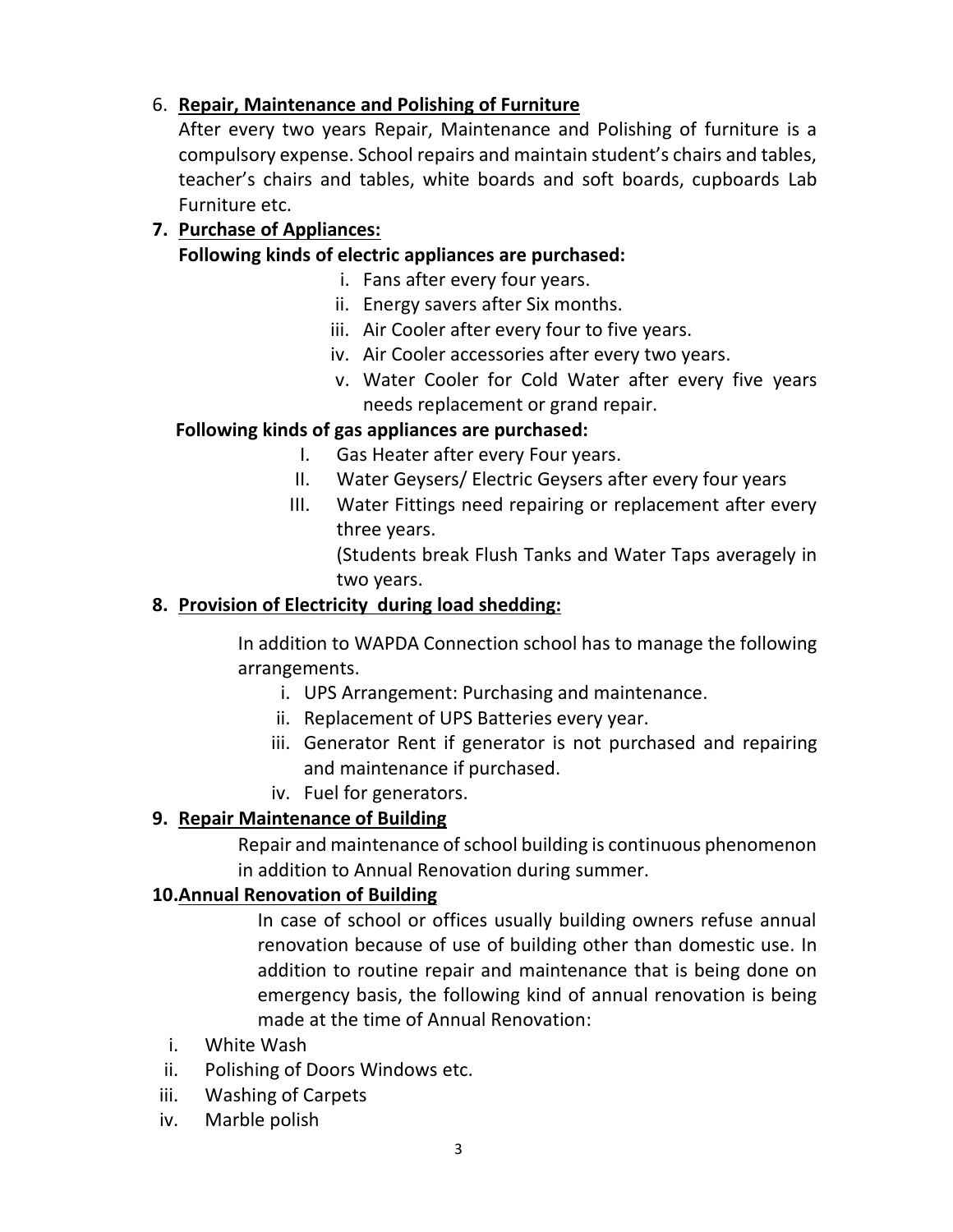6. **<u>Repair, Maintenance and Polishing of Furniture</u>**

   After every two years Repair, Maintenance and Polishing of furniture is a compulsory expense. School repairs and maintain student's chairs and tables, teacher's chairs and tables, white boards and soft boards, cupboards Lab Furniture etc.

7. **<u>Purchase of Appliances:</u>**

   **Following kinds of electric appliances are purchased:**

   i. Fans after every four years.
   ii. Energy savers after Six months.
   iii. Air Cooler after every four to five years.
   iv. Air Cooler accessories after every two years.
   v. Water Cooler for Cold Water after every five years needs replacement or grand repair.

   **Following kinds of gas appliances are purchased:**

   I. Gas Heater after every Four years.
   II. Water Geysers/ Electric Geysers after every four years
   III. Water Fittings need repairing or replacement after every three years.
   (Students break Flush Tanks and Water Taps averagely in two years.

8. **<u>Provision of Electricity during load shedding:</u>**

   In addition to WAPDA Connection school has to manage the following arrangements.

   i. UPS Arrangement: Purchasing and maintenance.
   ii. Replacement of UPS Batteries every year.
   iii. Generator Rent if generator is not purchased and repairing and maintenance if purchased.
   iv. Fuel for generators.

9. **<u>Repair Maintenance of Building</u>**

   Repair and maintenance of school building is continuous phenomenon in addition to Annual Renovation during summer.

10. **<u>Annual Renovation of Building</u>**

    In case of school or offices usually building owners refuse annual renovation because of use of building other than domestic use. In addition to routine repair and maintenance that is being done on emergency basis, the following kind of annual renovation is being made at the time of Annual Renovation:

i. White Wash
ii. Polishing of Doors Windows etc.
iii. Washing of Carpets
iv. Marble polish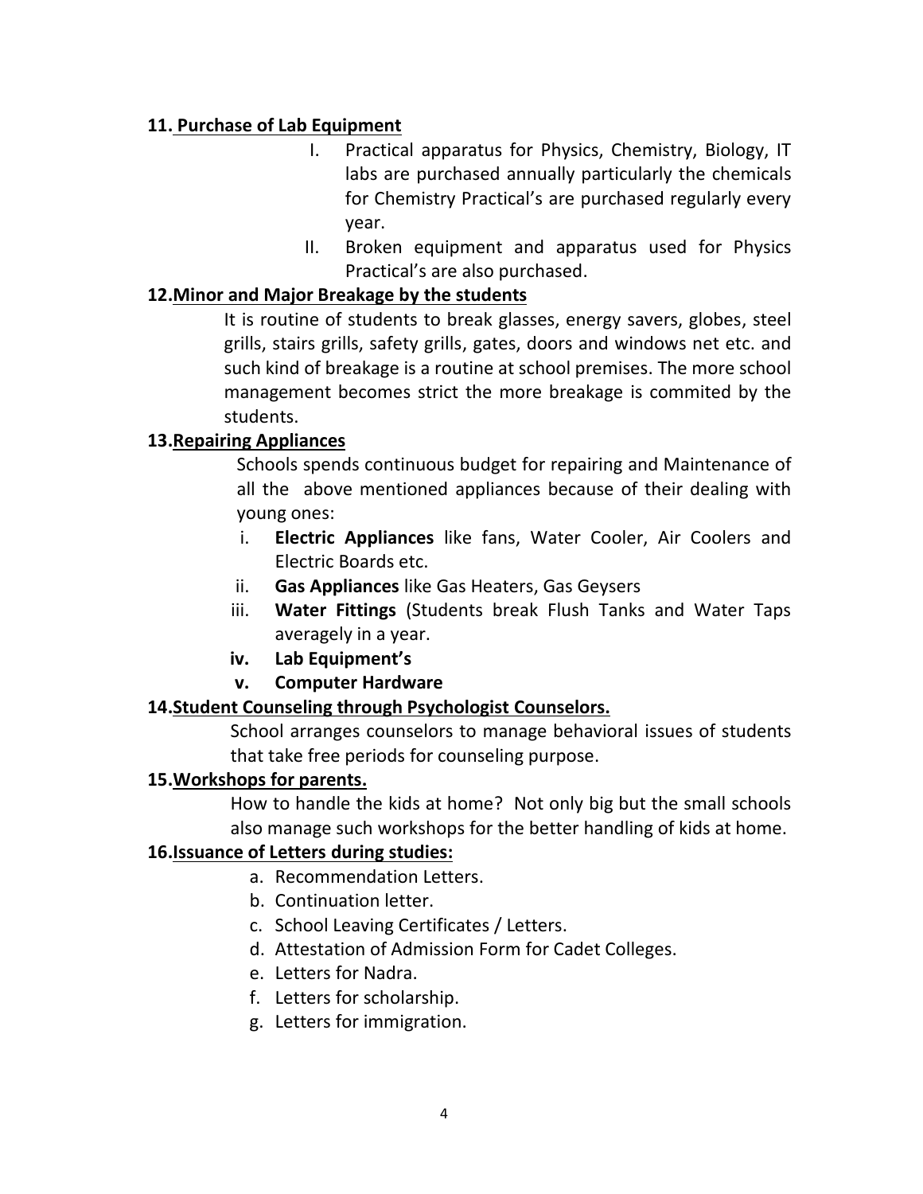**11. Purchase of Lab Equipment**

I. Practical apparatus for Physics, Chemistry, Biology, IT labs are purchased annually particularly the chemicals for Chemistry Practical's are purchased regularly every year.

II. Broken equipment and apparatus used for Physics Practical's are also purchased.

**12. Minor and Major Breakage by the students**

It is routine of students to break glasses, energy savers, globes, steel grills, stairs grills, safety grills, gates, doors and windows net etc. and such kind of breakage is a routine at school premises. The more school management becomes strict the more breakage is commited by the students.

**13. Repairing Appliances**

Schools spends continuous budget for repairing and Maintenance of all the above mentioned appliances because of their dealing with young ones:

i. **Electric Appliances** like fans, Water Cooler, Air Coolers and Electric Boards etc.

ii. **Gas Appliances** like Gas Heaters, Gas Geysers

iii. **Water Fittings** (Students break Flush Tanks and Water Taps averagely in a year.

iv. **Lab Equipment's**

v. **Computer Hardware**

**14. Student Counseling through Psychologist Counselors.**

School arranges counselors to manage behavioral issues of students that take free periods for counseling purpose.

**15. Workshops for parents.**

How to handle the kids at home? Not only big but the small schools also manage such workshops for the better handling of kids at home.

**16. Issuance of Letters during studies:**

a. Recommendation Letters.
b. Continuation letter.
c. School Leaving Certificates / Letters.
d. Attestation of Admission Form for Cadet Colleges.
e. Letters for Nadra.
f. Letters for scholarship.
g. Letters for immigration.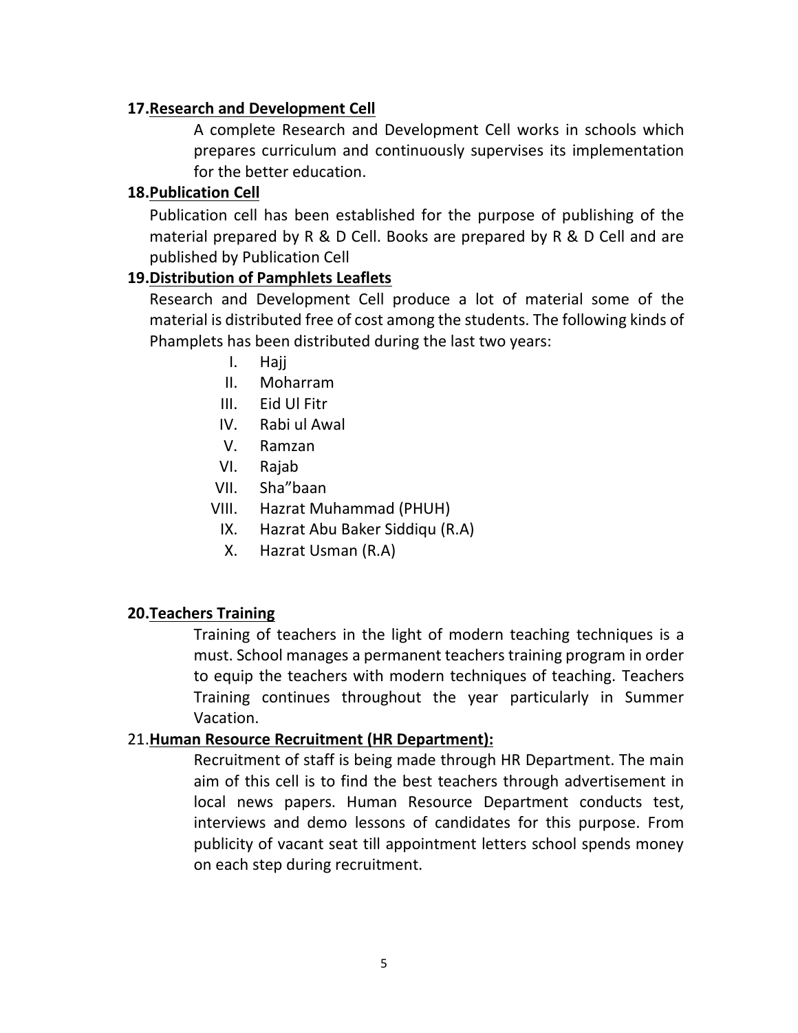**17. Research and Development Cell**

A complete Research and Development Cell works in schools which prepares curriculum and continuously supervises its implementation for the better education.

**18. Publication Cell**

Publication cell has been established for the purpose of publishing of the material prepared by R & D Cell. Books are prepared by R & D Cell and are published by Publication Cell

**19. Distribution of Pamphlets Leaflets**

Research and Development Cell produce a lot of material some of the material is distributed free of cost among the students. The following kinds of Phamplets has been distributed during the last two years:

I. Hajj
II. Moharram
III. Eid Ul Fitr
IV. Rabi ul Awal
V. Ramzan
VI. Rajab
VII. Sha"baan
VIII. Hazrat Muhammad (PHUH)
IX. Hazrat Abu Baker Siddiqu (R.A)
X. Hazrat Usman (R.A)

**20. Teachers Training**

Training of teachers in the light of modern teaching techniques is a must. School manages a permanent teachers training program in order to equip the teachers with modern techniques of teaching. Teachers Training continues throughout the year particularly in Summer Vacation.

21. **Human Resource Recruitment (HR Department):**

Recruitment of staff is being made through HR Department. The main aim of this cell is to find the best teachers through advertisement in local news papers. Human Resource Department conducts test, interviews and demo lessons of candidates for this purpose. From publicity of vacant seat till appointment letters school spends money on each step during recruitment.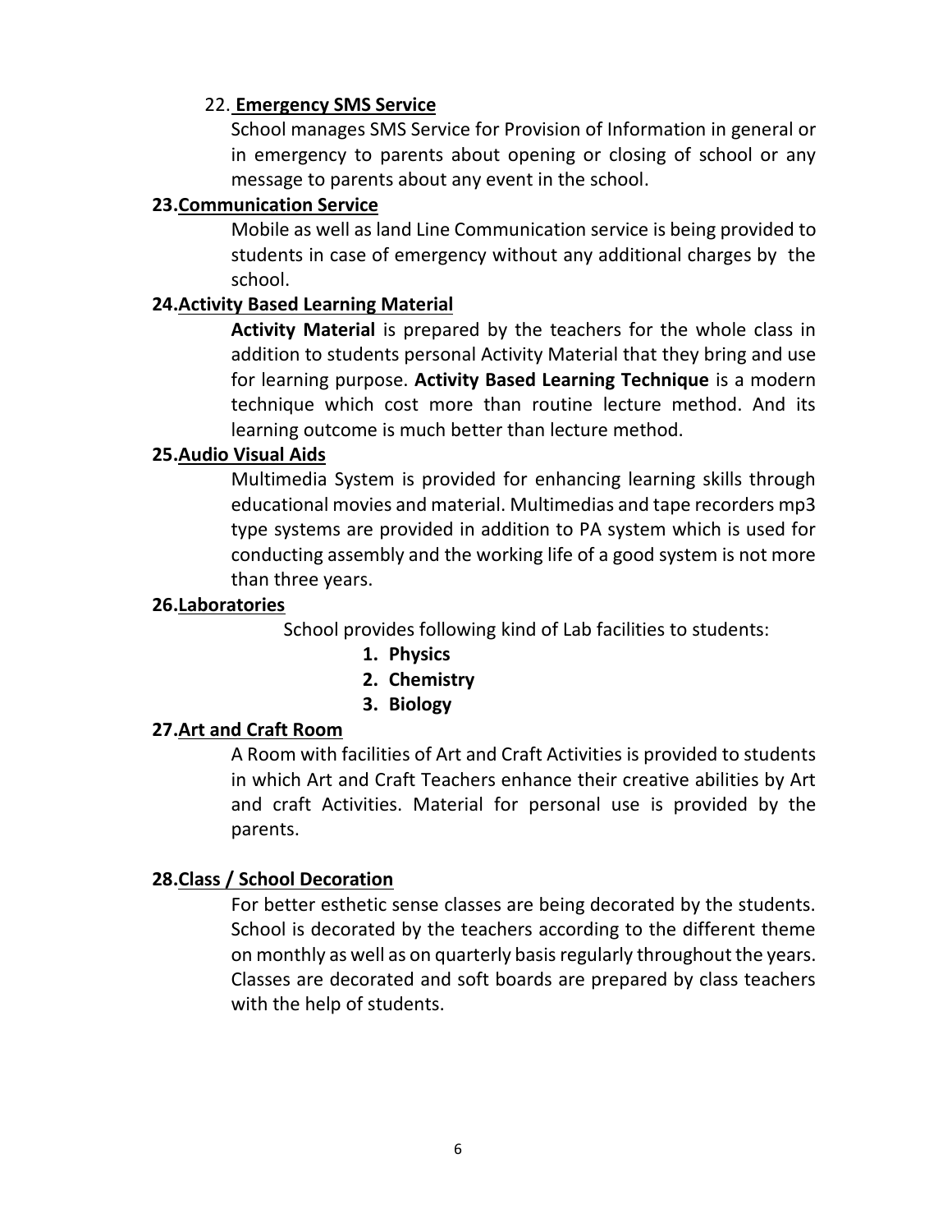22. **Emergency SMS Service**

School manages SMS Service for Provision of Information in general or in emergency to parents about opening or closing of school or any message to parents about any event in the school.

**23. Communication Service**

Mobile as well as land Line Communication service is being provided to students in case of emergency without any additional charges by the school.

**24. Activity Based Learning Material**

**Activity Material** is prepared by the teachers for the whole class in addition to students personal Activity Material that they bring and use for learning purpose. **Activity Based Learning Technique** is a modern technique which cost more than routine lecture method. And its learning outcome is much better than lecture method.

**25. Audio Visual Aids**

Multimedia System is provided for enhancing learning skills through educational movies and material. Multimedias and tape recorders mp3 type systems are provided in addition to PA system which is used for conducting assembly and the working life of a good system is not more than three years.

**26. Laboratories**

School provides following kind of Lab facilities to students:

1. **Physics**
2. **Chemistry**
3. **Biology**

**27. Art and Craft Room**

A Room with facilities of Art and Craft Activities is provided to students in which Art and Craft Teachers enhance their creative abilities by Art and craft Activities. Material for personal use is provided by the parents.

**28. Class / School Decoration**

For better esthetic sense classes are being decorated by the students. School is decorated by the teachers according to the different theme on monthly as well as on quarterly basis regularly throughout the years. Classes are decorated and soft boards are prepared by class teachers with the help of students.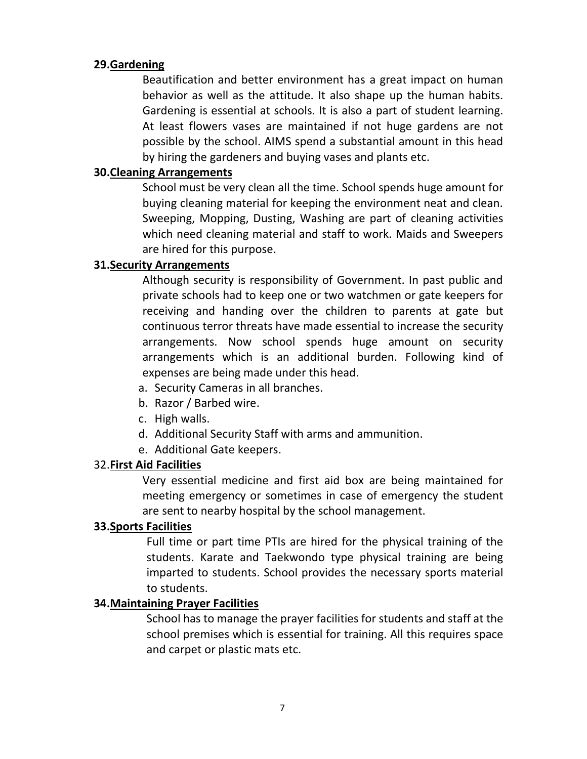**29. Gardening**

Beautification and better environment has a great impact on human behavior as well as the attitude. It also shape up the human habits. Gardening is essential at schools. It is also a part of student learning. At least flowers vases are maintained if not huge gardens are not possible by the school. AIMS spend a substantial amount in this head by hiring the gardeners and buying vases and plants etc.

**30. Cleaning Arrangements**

School must be very clean all the time. School spends huge amount for buying cleaning material for keeping the environment neat and clean. Sweeping, Mopping, Dusting, Washing are part of cleaning activities which need cleaning material and staff to work. Maids and Sweepers are hired for this purpose.

**31. Security Arrangements**

Although security is responsibility of Government. In past public and private schools had to keep one or two watchmen or gate keepers for receiving and handing over the children to parents at gate but continuous terror threats have made essential to increase the security arrangements. Now school spends huge amount on security arrangements which is an additional burden. Following kind of expenses are being made under this head.

a. Security Cameras in all branches.
b. Razor / Barbed wire.
c. High walls.
d. Additional Security Staff with arms and ammunition.
e. Additional Gate keepers.

32. **First Aid Facilities**

Very essential medicine and first aid box are being maintained for meeting emergency or sometimes in case of emergency the student are sent to nearby hospital by the school management.

**33. Sports Facilities**

Full time or part time PTIs are hired for the physical training of the students. Karate and Taekwondo type physical training are being imparted to students. School provides the necessary sports material to students.

**34. Maintaining Prayer Facilities**

School has to manage the prayer facilities for students and staff at the school premises which is essential for training. All this requires space and carpet or plastic mats etc.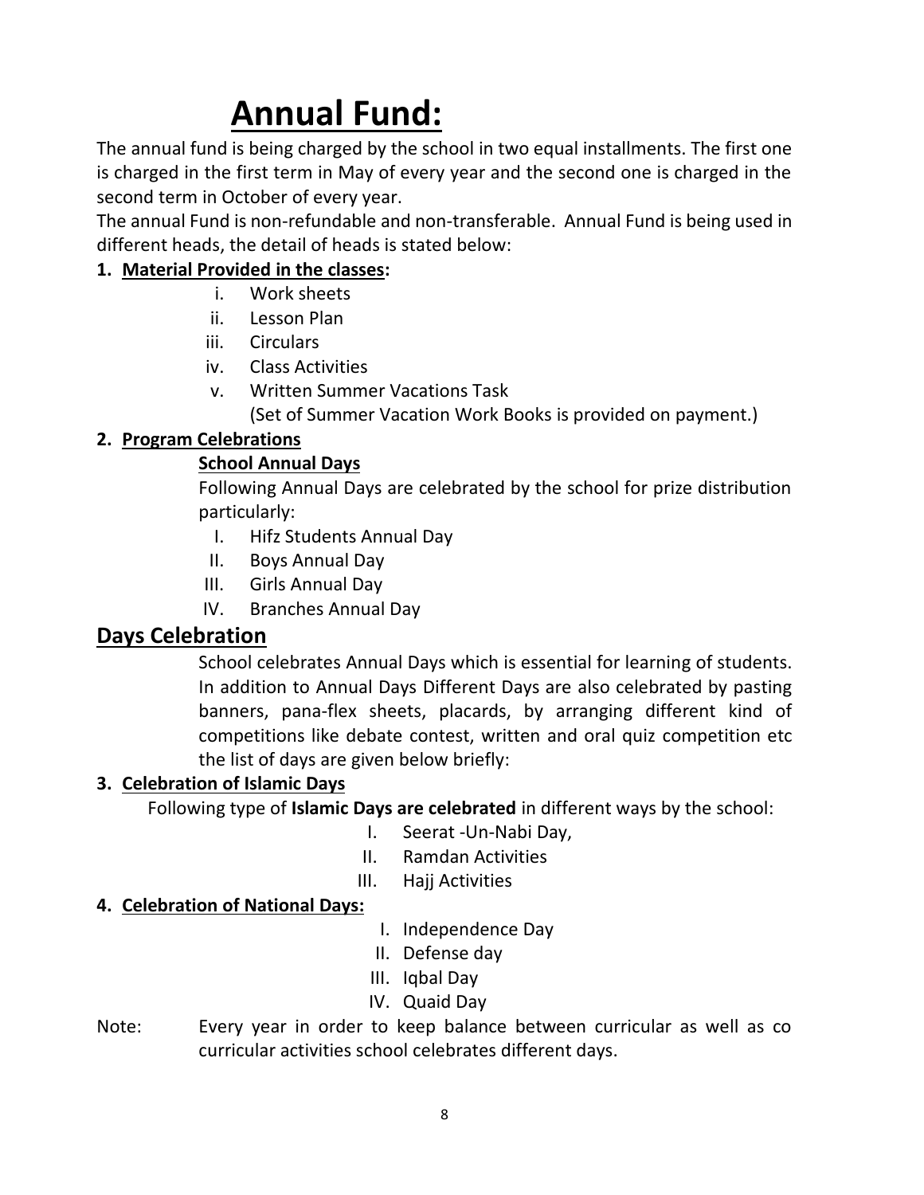# Annual Fund:

The annual fund is being charged by the school in two equal installments. The first one is charged in the first term in May of every year and the second one is charged in the second term in October of every year.

The annual Fund is non-refundable and non-transferable. Annual Fund is being used in different heads, the detail of heads is stated below:

**1. Material Provided in the classes:**

i. Work sheets
ii. Lesson Plan
iii. Circulars
iv. Class Activities
v. Written Summer Vacations Task
(Set of Summer Vacation Work Books is provided on payment.)

**2. Program Celebrations**

**School Annual Days**

Following Annual Days are celebrated by the school for prize distribution particularly:

I. Hifz Students Annual Day
II. Boys Annual Day
III. Girls Annual Day
IV. Branches Annual Day

## Days Celebration

School celebrates Annual Days which is essential for learning of students. In addition to Annual Days Different Days are also celebrated by pasting banners, pana-flex sheets, placards, by arranging different kind of competitions like debate contest, written and oral quiz competition etc the list of days are given below briefly:

**3. Celebration of Islamic Days**

Following type of **Islamic Days are celebrated** in different ways by the school:

I. Seerat -Un-Nabi Day,
II. Ramdan Activities
III. Hajj Activities

**4. Celebration of National Days:**

I. Independence Day
II. Defense day
III. Iqbal Day
IV. Quaid Day

Note: Every year in order to keep balance between curricular as well as co curricular activities school celebrates different days.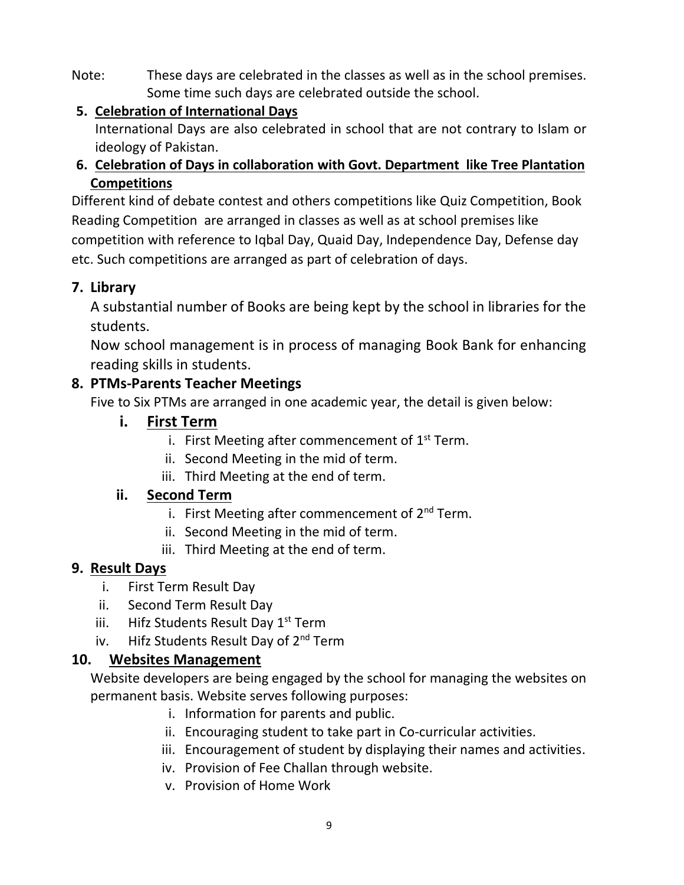Note: These days are celebrated in the classes as well as in the school premises. Some time such days are celebrated outside the school.

### 5. Celebration of International Days

International Days are also celebrated in school that are not contrary to Islam or ideology of Pakistan.

### 6. Celebration of Days in collaboration with Govt. Department like Tree Plantation Competitions

Different kind of debate contest and others competitions like Quiz Competition, Book Reading Competition are arranged in classes as well as at school premises like competition with reference to Iqbal Day, Quaid Day, Independence Day, Defense day etc. Such competitions are arranged as part of celebration of days.

### 7. Library

A substantial number of Books are being kept by the school in libraries for the students.

Now school management is in process of managing Book Bank for enhancing reading skills in students.

### 8. PTMs-Parents Teacher Meetings

Five to Six PTMs are arranged in one academic year, the detail is given below:

#### i. First Term

- i. First Meeting after commencement of 1st Term.
- ii. Second Meeting in the mid of term.
- iii. Third Meeting at the end of term.

#### ii. Second Term

- i. First Meeting after commencement of 2nd Term.
- ii. Second Meeting in the mid of term.
- iii. Third Meeting at the end of term.

### 9. Result Days

- i. First Term Result Day
- ii. Second Term Result Day
- iii. Hifz Students Result Day 1st Term
- iv. Hifz Students Result Day of 2nd Term

### 10. Websites Management

Website developers are being engaged by the school for managing the websites on permanent basis. Website serves following purposes:

- i. Information for parents and public.
- ii. Encouraging student to take part in Co-curricular activities.
- iii. Encouragement of student by displaying their names and activities.
- iv. Provision of Fee Challan through website.
- v. Provision of Home Work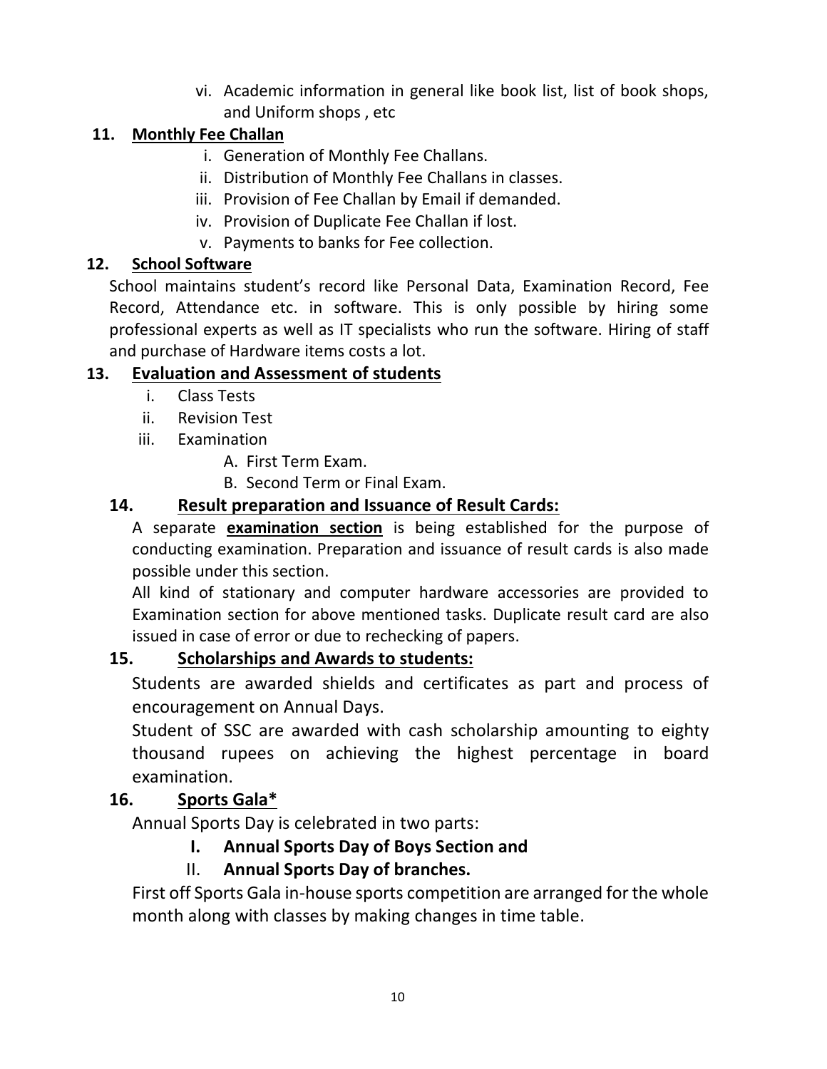vi. Academic information in general like book list, list of book shops, and Uniform shops , etc

### 11. Monthly Fee Challan

i. Generation of Monthly Fee Challans.
ii. Distribution of Monthly Fee Challans in classes.
iii. Provision of Fee Challan by Email if demanded.
iv. Provision of Duplicate Fee Challan if lost.
v. Payments to banks for Fee collection.

### 12. School Software

School maintains student's record like Personal Data, Examination Record, Fee Record, Attendance etc. in software. This is only possible by hiring some professional experts as well as IT specialists who run the software. Hiring of staff and purchase of Hardware items costs a lot.

### 13. Evaluation and Assessment of students

i. Class Tests
ii. Revision Test
iii. Examination
   A. First Term Exam.
   B. Second Term or Final Exam.

### 14. Result preparation and Issuance of Result Cards:

A separate **examination section** is being established for the purpose of conducting examination. Preparation and issuance of result cards is also made possible under this section.

All kind of stationary and computer hardware accessories are provided to Examination section for above mentioned tasks. Duplicate result card are also issued in case of error or due to rechecking of papers.

### 15. Scholarships and Awards to students:

Students are awarded shields and certificates as part and process of encouragement on Annual Days.

Student of SSC are awarded with cash scholarship amounting to eighty thousand rupees on achieving the highest percentage in board examination.

### 16. Sports Gala*

Annual Sports Day is celebrated in two parts:

I. **Annual Sports Day of Boys Section and**
II. **Annual Sports Day of branches.**

First off Sports Gala in-house sports competition are arranged for the whole month along with classes by making changes in time table.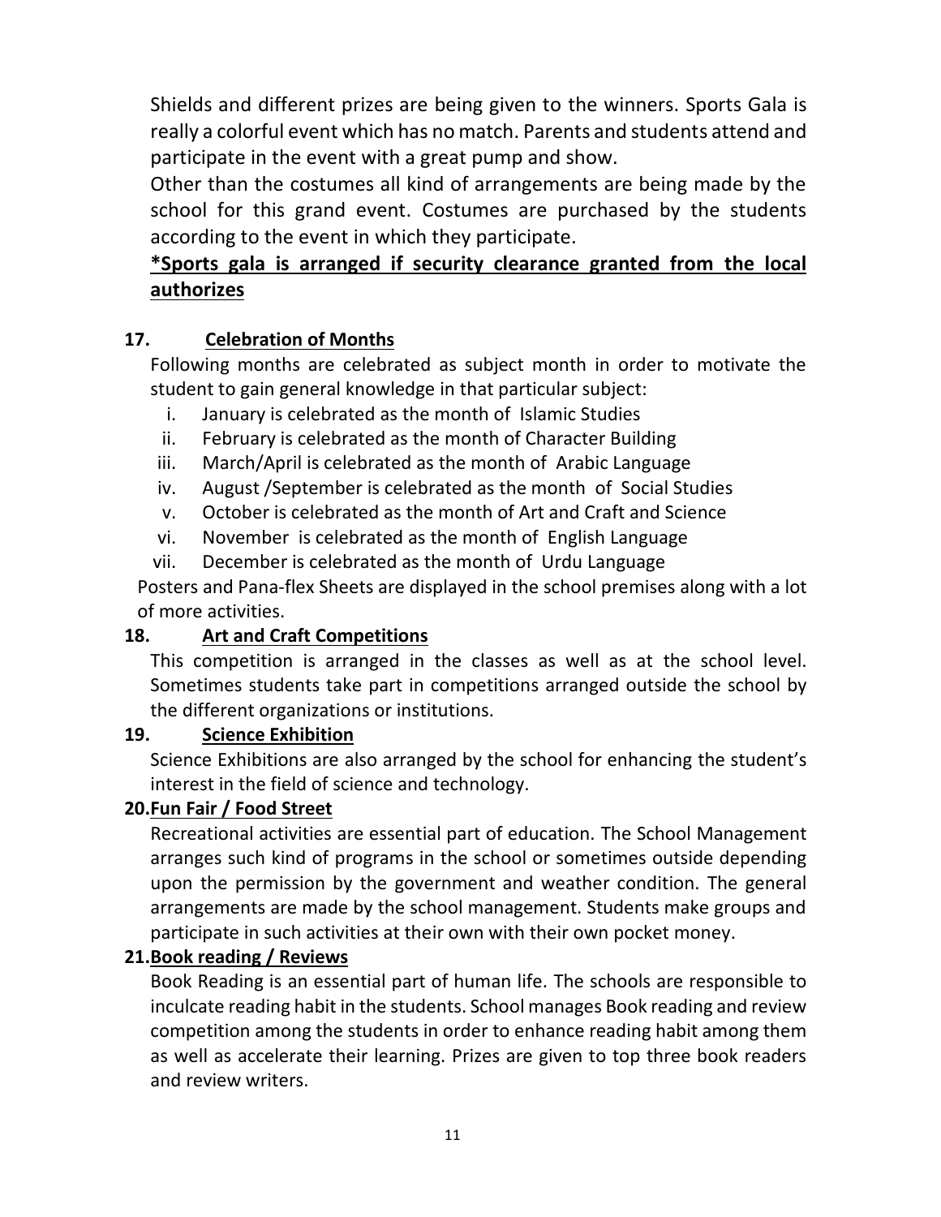Shields and different prizes are being given to the winners. Sports Gala is really a colorful event which has no match. Parents and students attend and participate in the event with a great pump and show.

Other than the costumes all kind of arrangements are being made by the school for this grand event. Costumes are purchased by the students according to the event in which they participate.

***Sports gala is arranged if security clearance granted from the local authorizes**

**17. Celebration of Months**

Following months are celebrated as subject month in order to motivate the student to gain general knowledge in that particular subject:

i. January is celebrated as the month of Islamic Studies
ii. February is celebrated as the month of Character Building
iii. March/April is celebrated as the month of Arabic Language
iv. August /September is celebrated as the month of Social Studies
v. October is celebrated as the month of Art and Craft and Science
vi. November is celebrated as the month of English Language
vii. December is celebrated as the month of Urdu Language

Posters and Pana-flex Sheets are displayed in the school premises along with a lot of more activities.

**18. Art and Craft Competitions**

This competition is arranged in the classes as well as at the school level. Sometimes students take part in competitions arranged outside the school by the different organizations or institutions.

**19. Science Exhibition**

Science Exhibitions are also arranged by the school for enhancing the student's interest in the field of science and technology.

**20. Fun Fair / Food Street**

Recreational activities are essential part of education. The School Management arranges such kind of programs in the school or sometimes outside depending upon the permission by the government and weather condition. The general arrangements are made by the school management. Students make groups and participate in such activities at their own with their own pocket money.

**21. Book reading / Reviews**

Book Reading is an essential part of human life. The schools are responsible to inculcate reading habit in the students. School manages Book reading and review competition among the students in order to enhance reading habit among them as well as accelerate their learning. Prizes are given to top three book readers and review writers.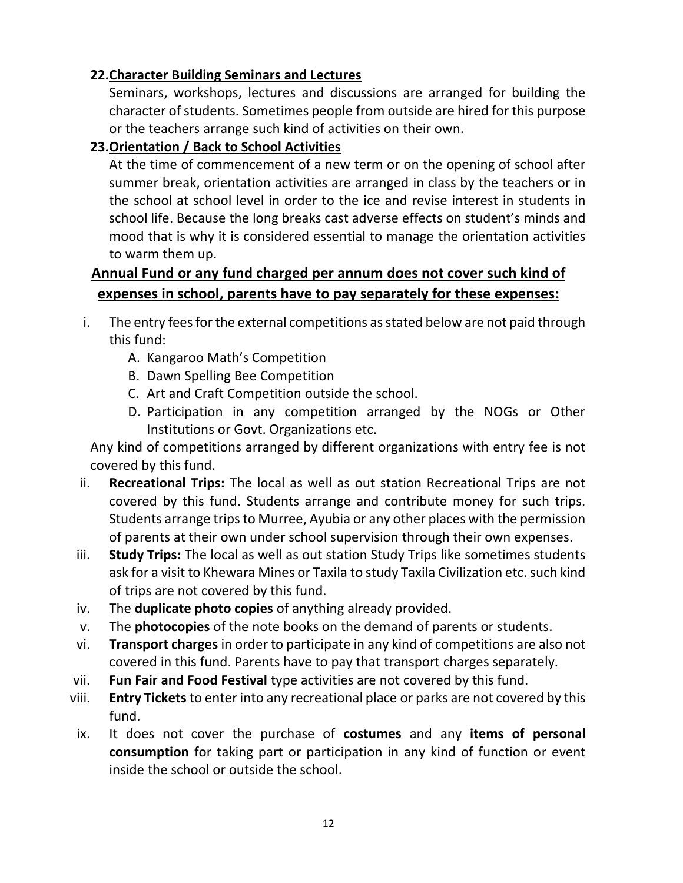**22. Character Building Seminars and Lectures**

Seminars, workshops, lectures and discussions are arranged for building the character of students. Sometimes people from outside are hired for this purpose or the teachers arrange such kind of activities on their own.

**23. Orientation / Back to School Activities**

At the time of commencement of a new term or on the opening of school after summer break, orientation activities are arranged in class by the teachers or in the school at school level in order to the ice and revise interest in students in school life. Because the long breaks cast adverse effects on student's minds and mood that is why it is considered essential to manage the orientation activities to warm them up.

## Annual Fund or any fund charged per annum does not cover such kind of expenses in school, parents have to pay separately for these expenses:

i. The entry fees for the external competitions as stated below are not paid through this fund:
   - A. Kangaroo Math's Competition
   - B. Dawn Spelling Bee Competition
   - C. Art and Craft Competition outside the school.
   - D. Participation in any competition arranged by the NOGs or Other Institutions or Govt. Organizations etc.

   Any kind of competitions arranged by different organizations with entry fee is not covered by this fund.

ii. **Recreational Trips:** The local as well as out station Recreational Trips are not covered by this fund. Students arrange and contribute money for such trips. Students arrange trips to Murree, Ayubia or any other places with the permission of parents at their own under school supervision through their own expenses.

iii. **Study Trips:** The local as well as out station Study Trips like sometimes students ask for a visit to Khewara Mines or Taxila to study Taxila Civilization etc. such kind of trips are not covered by this fund.

iv. The **duplicate photo copies** of anything already provided.

v. The **photocopies** of the note books on the demand of parents or students.

vi. **Transport charges** in order to participate in any kind of competitions are also not covered in this fund. Parents have to pay that transport charges separately.

vii. **Fun Fair and Food Festival** type activities are not covered by this fund.

viii. **Entry Tickets** to enter into any recreational place or parks are not covered by this fund.

ix. It does not cover the purchase of **costumes** and any **items of personal consumption** for taking part or participation in any kind of function or event inside the school or outside the school.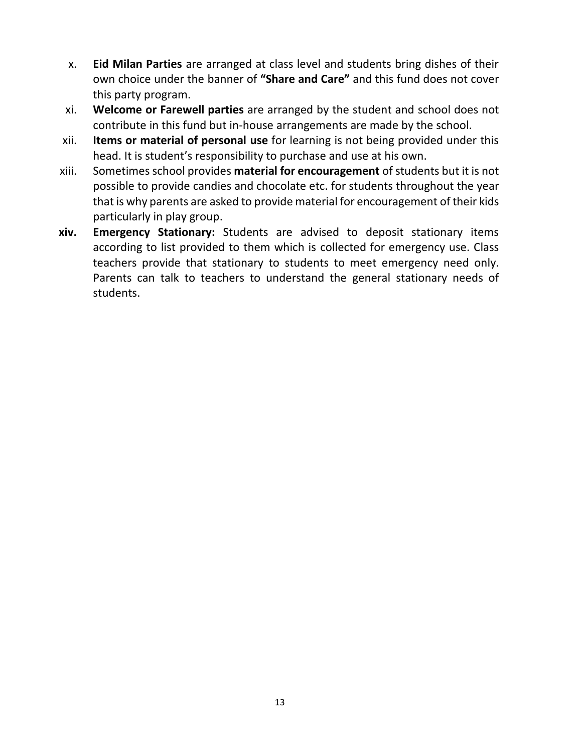x. **Eid Milan Parties** are arranged at class level and students bring dishes of their own choice under the banner of **“Share and Care”** and this fund does not cover this party program.

xi. **Welcome or Farewell parties** are arranged by the student and school does not contribute in this fund but in-house arrangements are made by the school.

xii. **Items or material of personal use** for learning is not being provided under this head. It is student’s responsibility to purchase and use at his own.

xiii. Sometimes school provides **material for encouragement** of students but it is not possible to provide candies and chocolate etc. for students throughout the year that is why parents are asked to provide material for encouragement of their kids particularly in play group.

**xiv. Emergency Stationary:** Students are advised to deposit stationary items according to list provided to them which is collected for emergency use. Class teachers provide that stationary to students to meet emergency need only. Parents can talk to teachers to understand the general stationary needs of students.